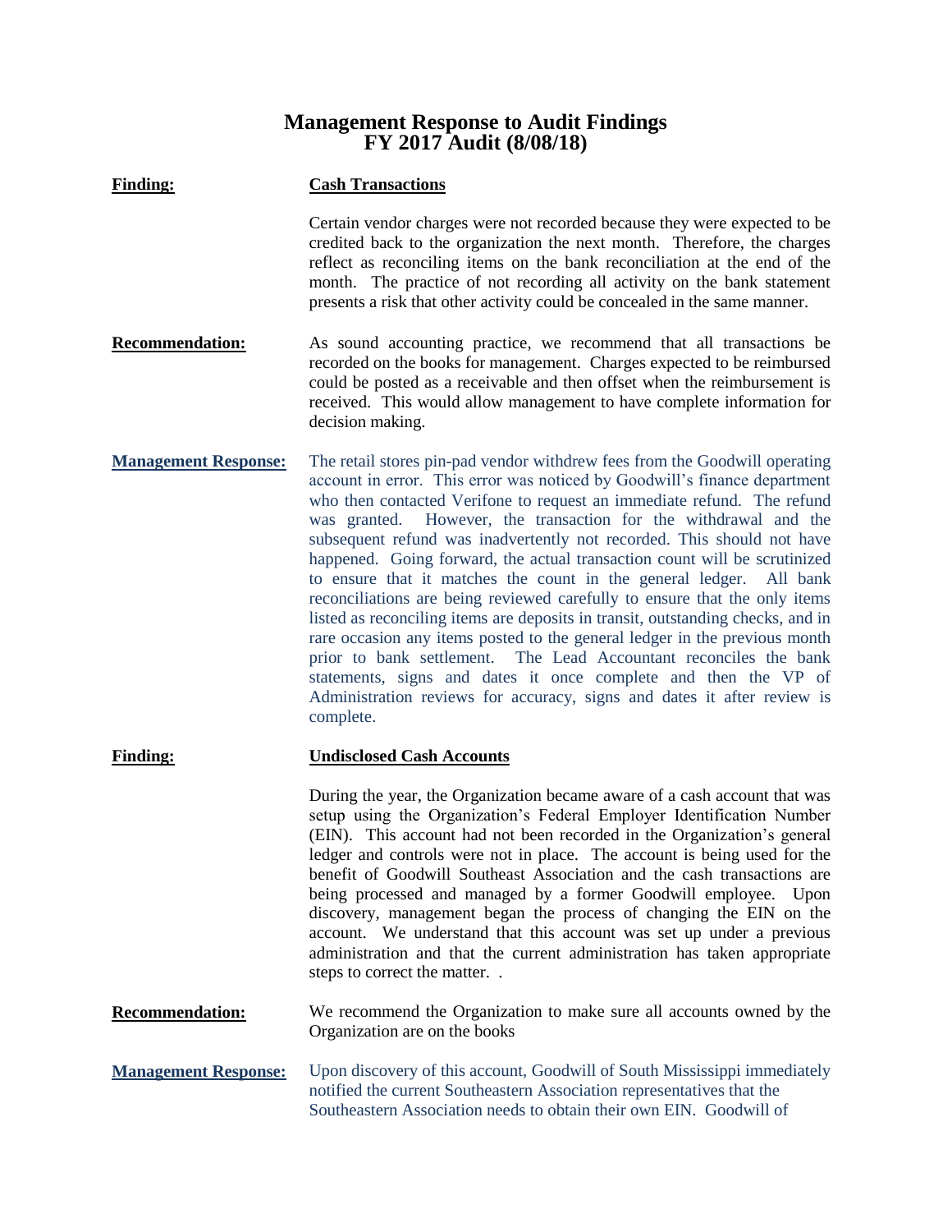# Management Response to Audit Findings
## FY 2017 Audit (8/08/18)

**Finding:** **Cash Transactions**

Certain vendor charges were not recorded because they were expected to be credited back to the organization the next month. Therefore, the charges reflect as reconciling items on the bank reconciliation at the end of the month. The practice of not recording all activity on the bank statement presents a risk that other activity could be concealed in the same manner.

**Recommendation:** As sound accounting practice, we recommend that all transactions be recorded on the books for management. Charges expected to be reimbursed could be posted as a receivable and then offset when the reimbursement is received. This would allow management to have complete information for decision making.

**Management Response:** The retail stores pin-pad vendor withdrew fees from the Goodwill operating account in error. This error was noticed by Goodwill's finance department who then contacted Verifone to request an immediate refund. The refund was granted. However, the transaction for the withdrawal and the subsequent refund was inadvertently not recorded. This should not have happened. Going forward, the actual transaction count will be scrutinized to ensure that it matches the count in the general ledger. All bank reconciliations are being reviewed carefully to ensure that the only items listed as reconciling items are deposits in transit, outstanding checks, and in rare occasion any items posted to the general ledger in the previous month prior to bank settlement. The Lead Accountant reconciles the bank statements, signs and dates it once complete and then the VP of Administration reviews for accuracy, signs and dates it after review is complete.

**Finding:** **Undisclosed Cash Accounts**

During the year, the Organization became aware of a cash account that was setup using the Organization's Federal Employer Identification Number (EIN). This account had not been recorded in the Organization's general ledger and controls were not in place. The account is being used for the benefit of Goodwill Southeast Association and the cash transactions are being processed and managed by a former Goodwill employee. Upon discovery, management began the process of changing the EIN on the account. We understand that this account was set up under a previous administration and that the current administration has taken appropriate steps to correct the matter. .

**Recommendation:** We recommend the Organization to make sure all accounts owned by the Organization are on the books

**Management Response:** Upon discovery of this account, Goodwill of South Mississippi immediately notified the current Southeastern Association representatives that the Southeastern Association needs to obtain their own EIN. Goodwill of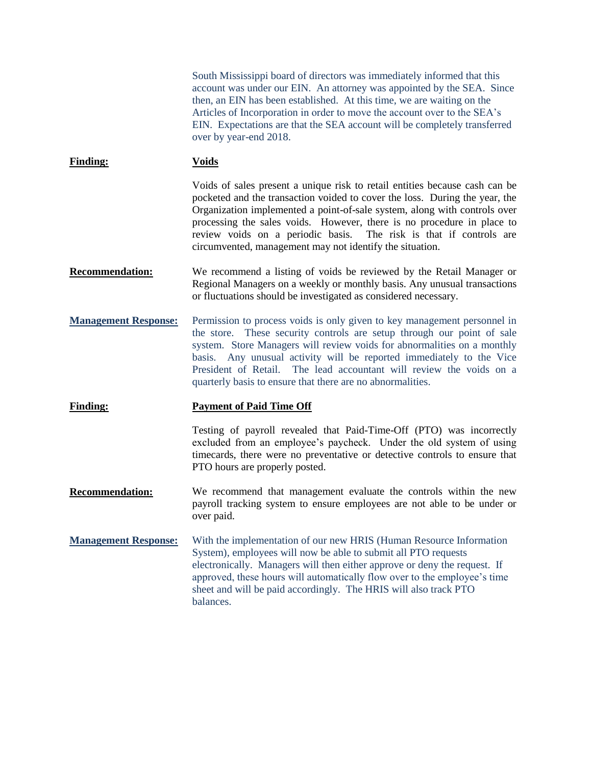South Mississippi board of directors was immediately informed that this account was under our EIN. An attorney was appointed by the SEA. Since then, an EIN has been established. At this time, we are waiting on the Articles of Incorporation in order to move the account over to the SEA's EIN. Expectations are that the SEA account will be completely transferred over by year-end 2018.

**Finding:** **Voids**

Voids of sales present a unique risk to retail entities because cash can be pocketed and the transaction voided to cover the loss. During the year, the Organization implemented a point-of-sale system, along with controls over processing the sales voids. However, there is no procedure in place to review voids on a periodic basis. The risk is that if controls are circumvented, management may not identify the situation.

**Recommendation:** We recommend a listing of voids be reviewed by the Retail Manager or Regional Managers on a weekly or monthly basis. Any unusual transactions or fluctuations should be investigated as considered necessary.

**Management Response:** Permission to process voids is only given to key management personnel in the store. These security controls are setup through our point of sale system. Store Managers will review voids for abnormalities on a monthly basis. Any unusual activity will be reported immediately to the Vice President of Retail. The lead accountant will review the voids on a quarterly basis to ensure that there are no abnormalities.

**Finding:** **Payment of Paid Time Off**

Testing of payroll revealed that Paid-Time-Off (PTO) was incorrectly excluded from an employee's paycheck. Under the old system of using timecards, there were no preventative or detective controls to ensure that PTO hours are properly posted.

**Recommendation:** We recommend that management evaluate the controls within the new payroll tracking system to ensure employees are not able to be under or over paid.

**Management Response:** With the implementation of our new HRIS (Human Resource Information System), employees will now be able to submit all PTO requests electronically. Managers will then either approve or deny the request. If approved, these hours will automatically flow over to the employee's time sheet and will be paid accordingly. The HRIS will also track PTO balances.